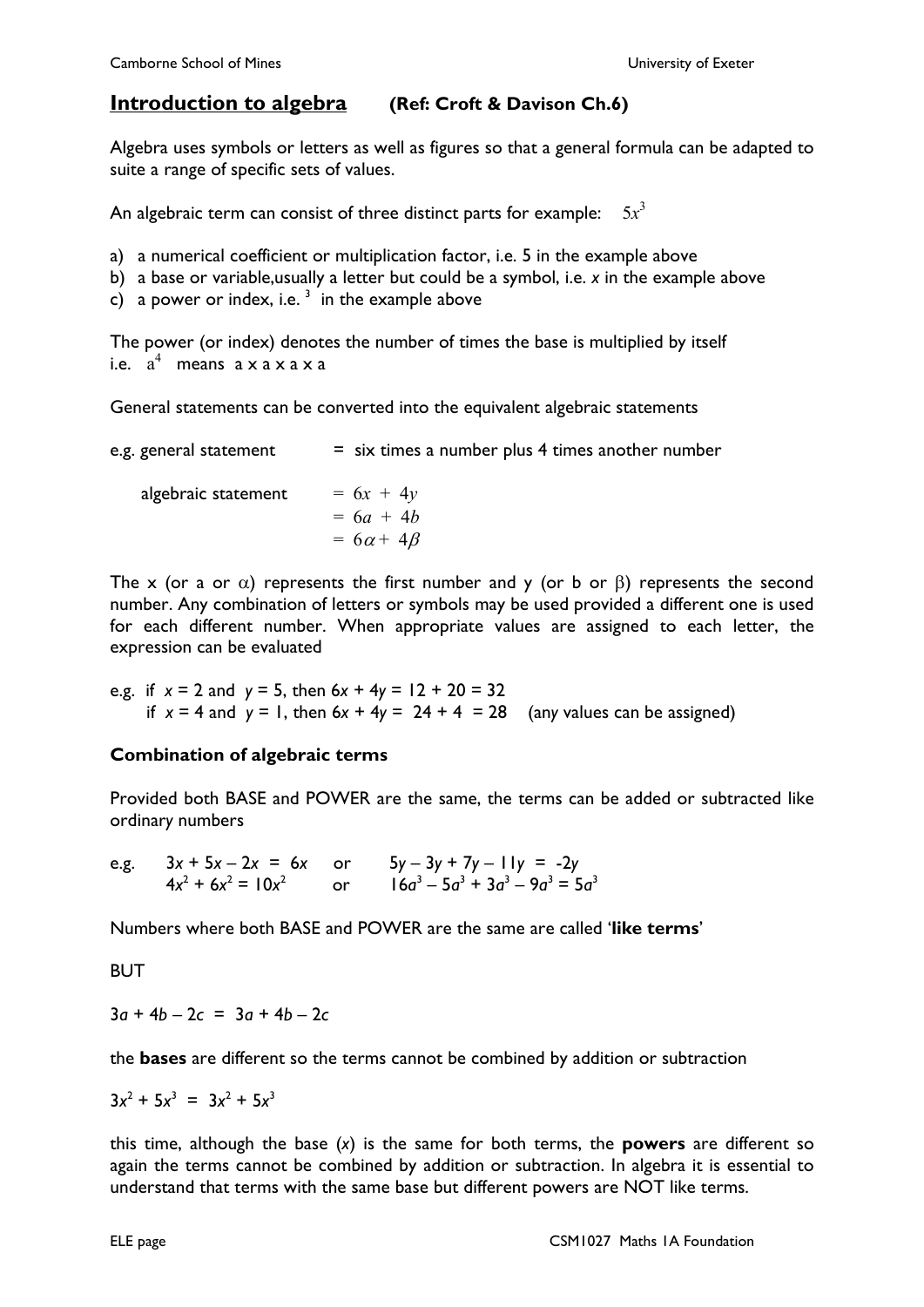## Introduction to algebra (Ref: Croft & Davison Ch.6)

Algebra uses symbols or letters as well as figures so that a general formula can be adapted to suite a range of specific sets of values.

An algebraic term can consist of three distinct parts for example: $5x^3$

a) a numerical coefficient or multiplication factor, i.e. 5 in the example above
b) a base or variable,usually a letter but could be a symbol, i.e. $x$ in the example above
c) a power or index, i.e. $^3$ in the example above

The power (or index) denotes the number of times the base is multiplied by itself
i.e. $a^4$ means a x a x a x a

General statements can be converted into the equivalent algebraic statements

e.g. general statement = six times a number plus 4 times another number

algebraic statement $= 6x + 4y$
$= 6a + 4b$
$= 6\alpha + 4\beta$

The x (or a or $\alpha$) represents the first number and y (or b or $\beta$) represents the second number. Any combination of letters or symbols may be used provided a different one is used for each different number. When appropriate values are assigned to each letter, the expression can be evaluated

e.g. if $x = 2$ and $y = 5$, then $6x + 4y = 12 + 20 = 32$
if $x = 4$ and $y = 1$, then $6x + 4y = 24 + 4 = 28$ (any values can be assigned)

### Combination of algebraic terms

Provided both BASE and POWER are the same, the terms can be added or subtracted like ordinary numbers

e.g. $3x + 5x - 2x = 6x$ or $5y - 3y + 7y - 11y = -2y$
$4x^2 + 6x^2 = 10x^2$ or $16a^3 - 5a^3 + 3a^3 - 9a^3 = 5a^3$

Numbers where both BASE and POWER are the same are called '**like terms**'

BUT

$3a + 4b - 2c = 3a + 4b - 2c$

the **bases** are different so the terms cannot be combined by addition or subtraction

$3x^2 + 5x^3 = 3x^2 + 5x^3$

this time, although the base ($x$) is the same for both terms, the **powers** are different so again the terms cannot be combined by addition or subtraction. In algebra it is essential to understand that terms with the same base but different powers are NOT like terms.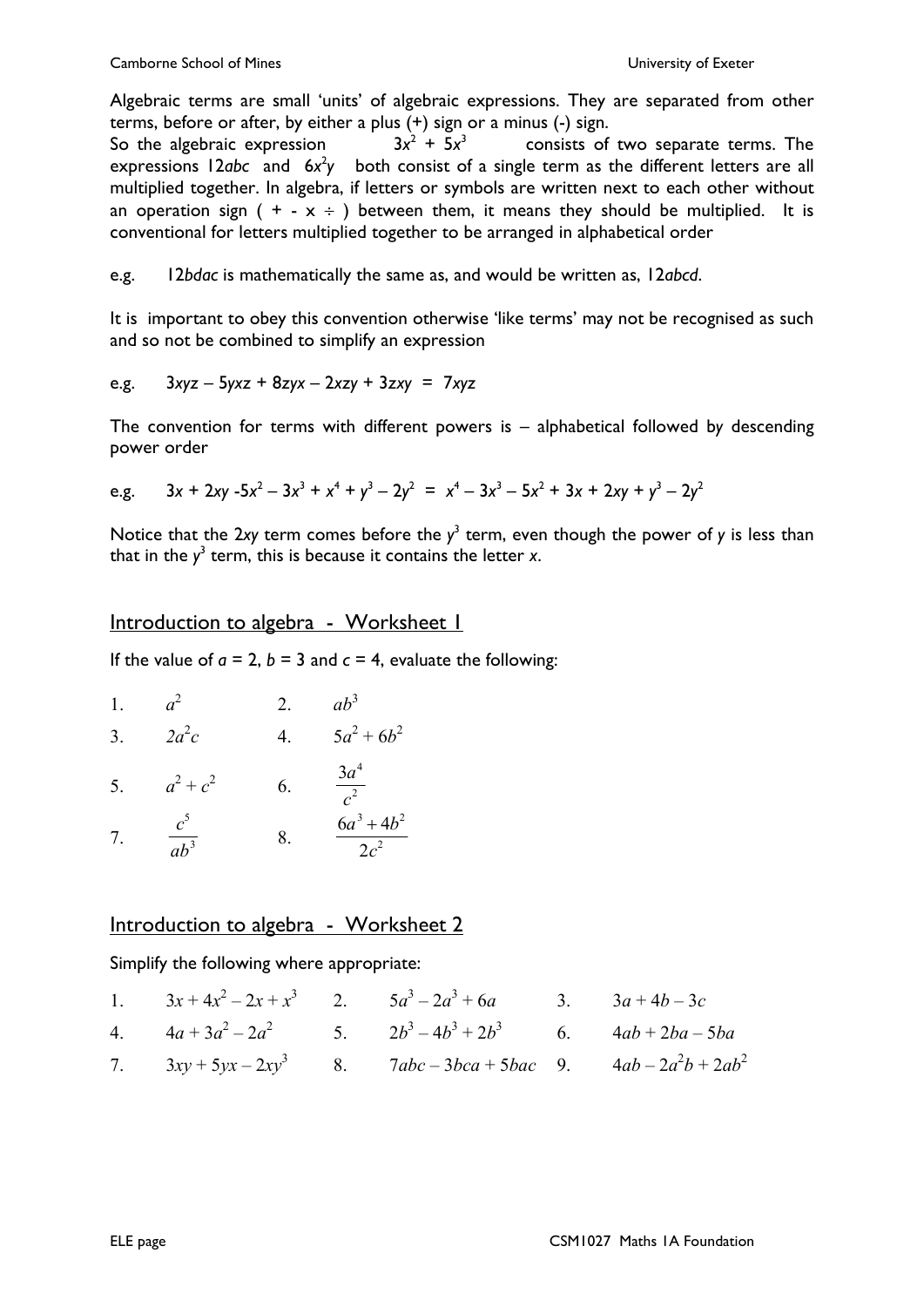Algebraic terms are small 'units' of algebraic expressions. They are separated from other terms, before or after, by either a plus (+) sign or a minus (-) sign.

So the algebraic expression $3x^2 + 5x^3$ consists of two separate terms. The expressions $12abc$ and $6x^2y$ both consist of a single term as the different letters are all multiplied together. In algebra, if letters or symbols are written next to each other without an operation sign ( + - x ÷ ) between them, it means they should be multiplied. It is conventional for letters multiplied together to be arranged in alphabetical order

e.g. $12bdac$ is mathematically the same as, and would be written as, $12abcd$.

It is important to obey this convention otherwise 'like terms' may not be recognised as such and so not be combined to simplify an expression

e.g. $3xyz - 5yxz + 8zyx - 2xzy + 3zxy = 7xyz$

The convention for terms with different powers is – alphabetical followed by descending power order

e.g. $3x + 2xy - 5x^2 - 3x^3 + x^4 + y^3 - 2y^2 = x^4 - 3x^3 - 5x^2 + 3x + 2xy + y^3 - 2y^2$

Notice that the $2xy$ term comes before the $y^3$ term, even though the power of $y$ is less than that in the $y^3$ term, this is because it contains the letter $x$.

## Introduction to algebra - Worksheet 1

If the value of $a = 2$, $b = 3$ and $c = 4$, evaluate the following:

1. $a^2$
2. $ab^3$
3. $2a^2c$
4. $5a^2 + 6b^2$
5. $a^2 + c^2$
6. $\dfrac{3a^4}{c^2}$
7. $\dfrac{c^5}{ab^3}$
8. $\dfrac{6a^3 + 4b^2}{2c^2}$

## Introduction to algebra - Worksheet 2

Simplify the following where appropriate:

1. $3x + 4x^2 - 2x + x^3$
2. $5a^3 - 2a^3 + 6a$
3. $3a + 4b - 3c$
4. $4a + 3a^2 - 2a^2$
5. $2b^3 - 4b^3 + 2b^3$
6. $4ab + 2ba - 5ba$
7. $3xy + 5yx - 2xy^3$
8. $7abc - 3bca + 5bac$
9. $4ab - 2a^2b + 2ab^2$